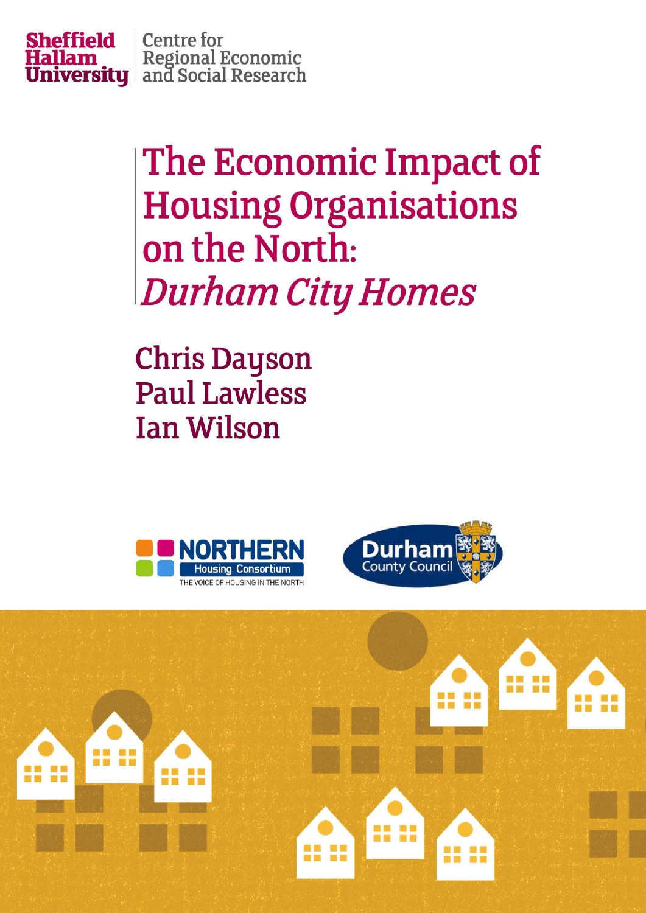Sheffield Hallam University | Centre for Regional Economic and Social Research

# The Economic Impact of Housing Organisations on the North: *Durham City Homes*

Chris Dayson
Paul Lawless
Ian Wilson

NORTHERN Housing Consortium
THE VOICE OF HOUSING IN THE NORTH

Durham County Council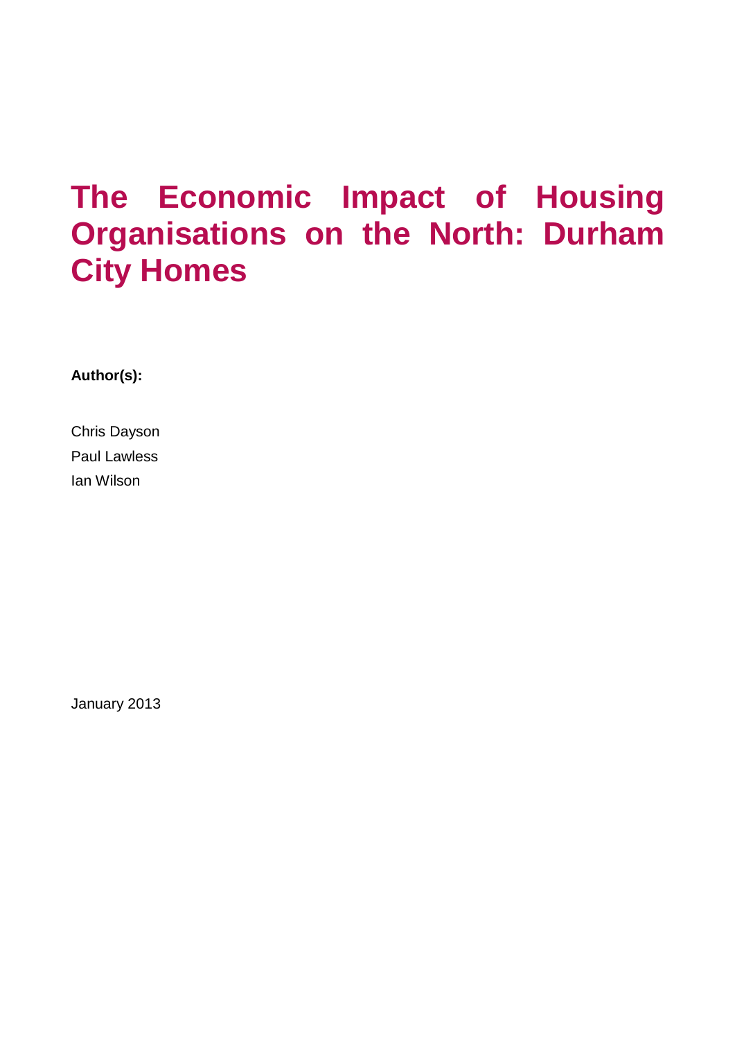# The Economic Impact of Housing Organisations on the North: Durham City Homes

**Author(s):**

Chris Dayson

Paul Lawless

Ian Wilson

January 2013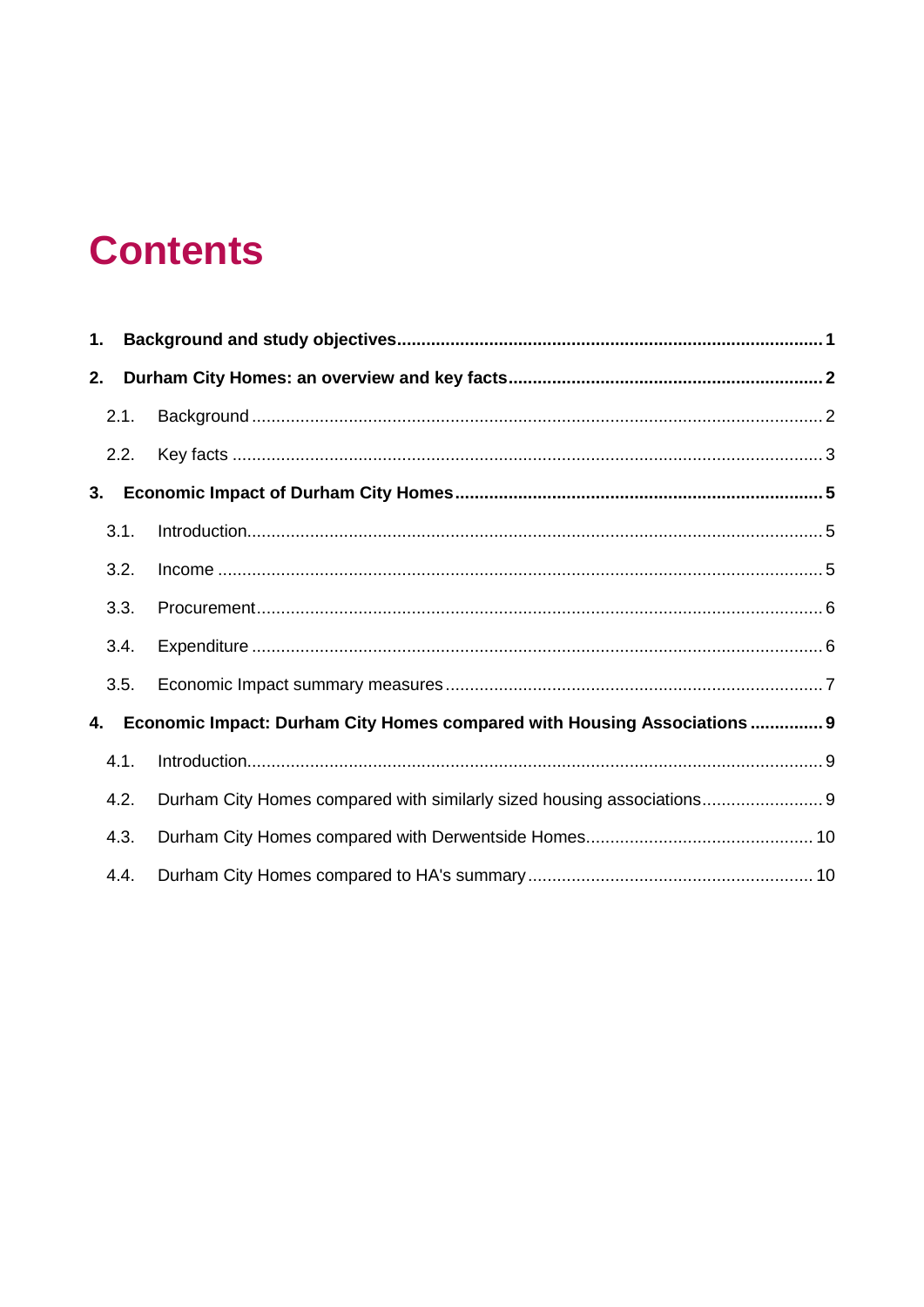# Contents

**1. Background and study objectives....................................................................................... 1**

**2. Durham City Homes: an overview and key facts................................................................ 2**

2.1. Background .................................................................................................................... 2

2.2. Key facts ......................................................................................................................... 3

**3. Economic Impact of Durham City Homes........................................................................... 5**

3.1. Introduction...................................................................................................................... 5

3.2. Income ............................................................................................................................ 5

3.3. Procurement.................................................................................................................... 6

3.4. Expenditure .................................................................................................................... 6

3.5. Economic Impact summary measures ............................................................................ 7

**4. Economic Impact: Durham City Homes compared with Housing Associations ............... 9**

4.1. Introduction...................................................................................................................... 9

4.2. Durham City Homes compared with similarly sized housing associations......................... 9

4.3. Durham City Homes compared with Derwentside Homes............................................... 10

4.4. Durham City Homes compared to HA's summary ........................................................... 10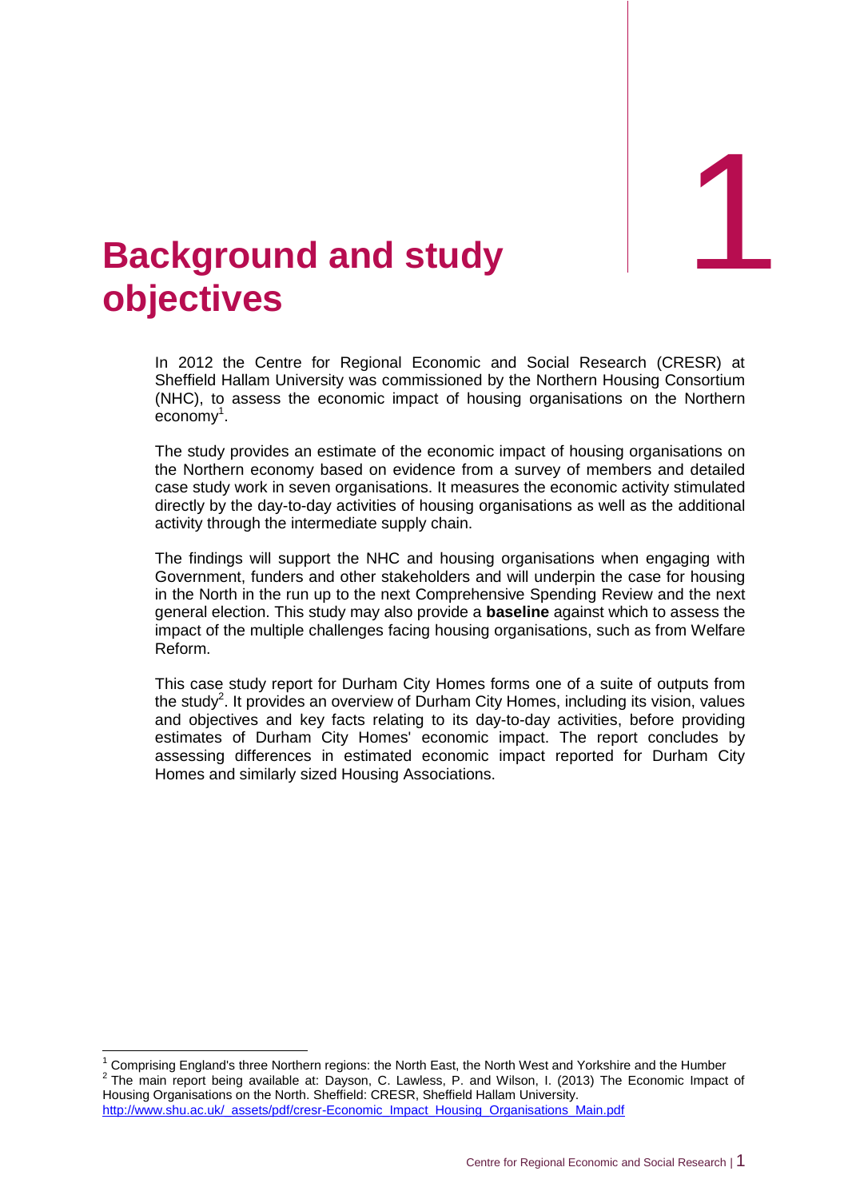# 1 Background and study objectives

In 2012 the Centre for Regional Economic and Social Research (CRESR) at Sheffield Hallam University was commissioned by the Northern Housing Consortium (NHC), to assess the economic impact of housing organisations on the Northern economy[1].

The study provides an estimate of the economic impact of housing organisations on the Northern economy based on evidence from a survey of members and detailed case study work in seven organisations. It measures the economic activity stimulated directly by the day-to-day activities of housing organisations as well as the additional activity through the intermediate supply chain.

The findings will support the NHC and housing organisations when engaging with Government, funders and other stakeholders and will underpin the case for housing in the North in the run up to the next Comprehensive Spending Review and the next general election. This study may also provide a **baseline** against which to assess the impact of the multiple challenges facing housing organisations, such as from Welfare Reform.

This case study report for Durham City Homes forms one of a suite of outputs from the study[2]. It provides an overview of Durham City Homes, including its vision, values and objectives and key facts relating to its day-to-day activities, before providing estimates of Durham City Homes' economic impact. The report concludes by assessing differences in estimated economic impact reported for Durham City Homes and similarly sized Housing Associations.

---

[1] Comprising England's three Northern regions: the North East, the North West and Yorkshire and the Humber

[2] The main report being available at: Dayson, C. Lawless, P. and Wilson, I. (2013) The Economic Impact of Housing Organisations on the North. Sheffield: CRESR, Sheffield Hallam University. http://www.shu.ac.uk/_assets/pdf/cresr-Economic_Impact_Housing_Organisations_Main.pdf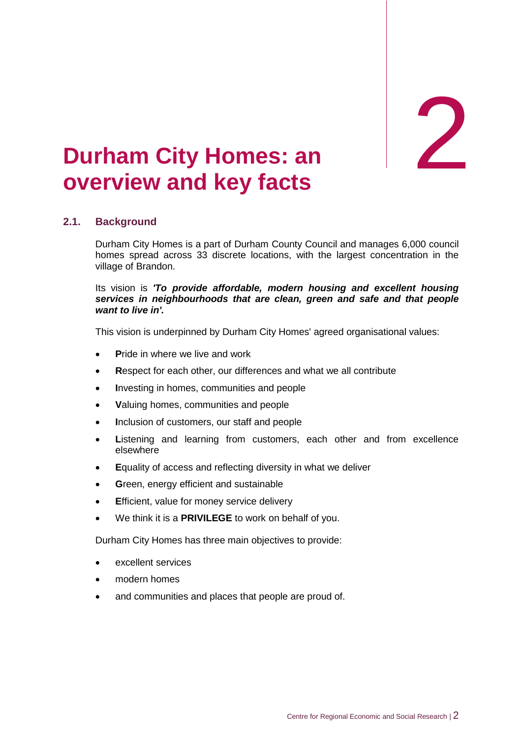# 2 Durham City Homes: an overview and key facts

## 2.1. Background

Durham City Homes is a part of Durham County Council and manages 6,000 council homes spread across 33 discrete locations, with the largest concentration in the village of Brandon.

Its vision is ***'To provide affordable, modern housing and excellent housing services in neighbourhoods that are clean, green and safe and that people want to live in'.***

This vision is underpinned by Durham City Homes' agreed organisational values:

- **P**ride in where we live and work
- **R**espect for each other, our differences and what we all contribute
- **I**nvesting in homes, communities and people
- **V**aluing homes, communities and people
- **I**nclusion of customers, our staff and people
- **L**istening and learning from customers, each other and from excellence elsewhere
- **E**quality of access and reflecting diversity in what we deliver
- **G**reen, energy efficient and sustainable
- **E**fficient, value for money service delivery
- We think it is a **PRIVILEGE** to work on behalf of you.

Durham City Homes has three main objectives to provide:

- excellent services
- modern homes
- and communities and places that people are proud of.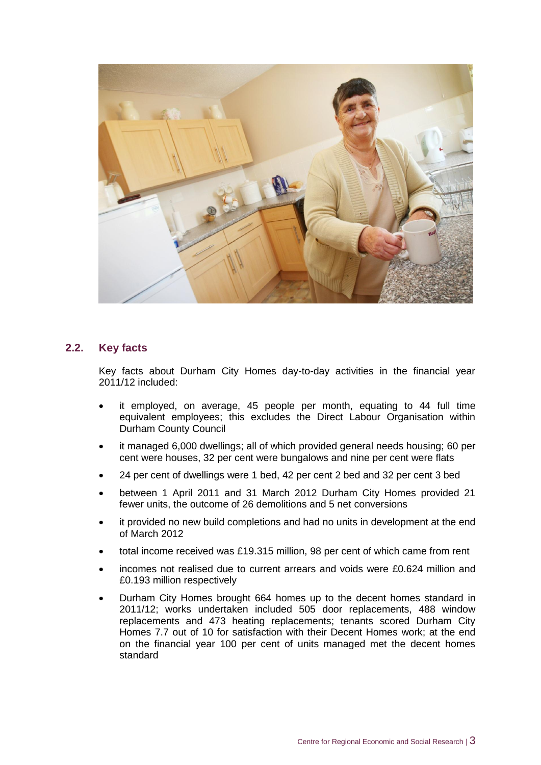## 2.2. Key facts

Key facts about Durham City Homes day-to-day activities in the financial year 2011/12 included:

- it employed, on average, 45 people per month, equating to 44 full time equivalent employees; this excludes the Direct Labour Organisation within Durham County Council
- it managed 6,000 dwellings; all of which provided general needs housing; 60 per cent were houses, 32 per cent were bungalows and nine per cent were flats
- 24 per cent of dwellings were 1 bed, 42 per cent 2 bed and 32 per cent 3 bed
- between 1 April 2011 and 31 March 2012 Durham City Homes provided 21 fewer units, the outcome of 26 demolitions and 5 net conversions
- it provided no new build completions and had no units in development at the end of March 2012
- total income received was £19.315 million, 98 per cent of which came from rent
- incomes not realised due to current arrears and voids were £0.624 million and £0.193 million respectively
- Durham City Homes brought 664 homes up to the decent homes standard in 2011/12; works undertaken included 505 door replacements, 488 window replacements and 473 heating replacements; tenants scored Durham City Homes 7.7 out of 10 for satisfaction with their Decent Homes work; at the end on the financial year 100 per cent of units managed met the decent homes standard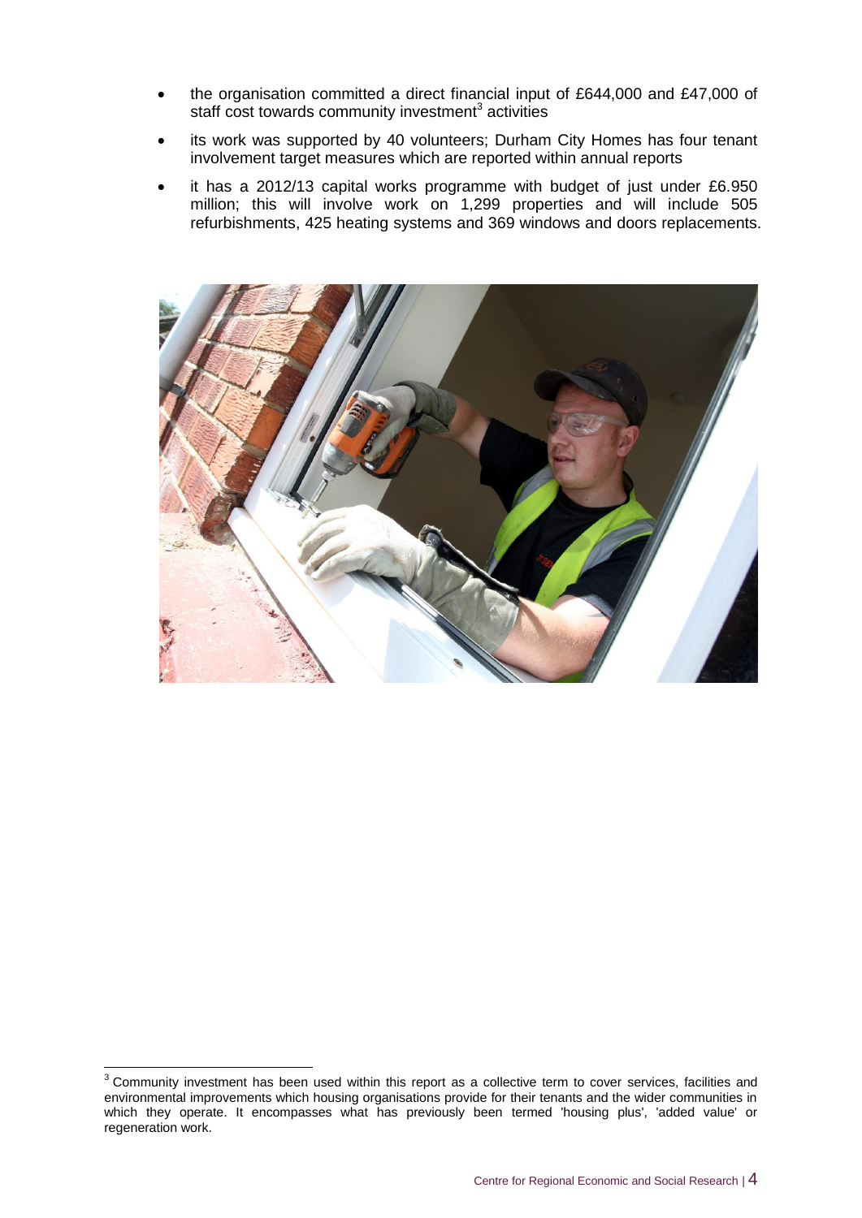- the organisation committed a direct financial input of £644,000 and £47,000 of staff cost towards community investment[3] activities
- its work was supported by 40 volunteers; Durham City Homes has four tenant involvement target measures which are reported within annual reports
- it has a 2012/13 capital works programme with budget of just under £6.950 million; this will involve work on 1,299 properties and will include 505 refurbishments, 425 heating systems and 369 windows and doors replacements.

[3] Community investment has been used within this report as a collective term to cover services, facilities and environmental improvements which housing organisations provide for their tenants and the wider communities in which they operate. It encompasses what has previously been termed 'housing plus', 'added value' or regeneration work.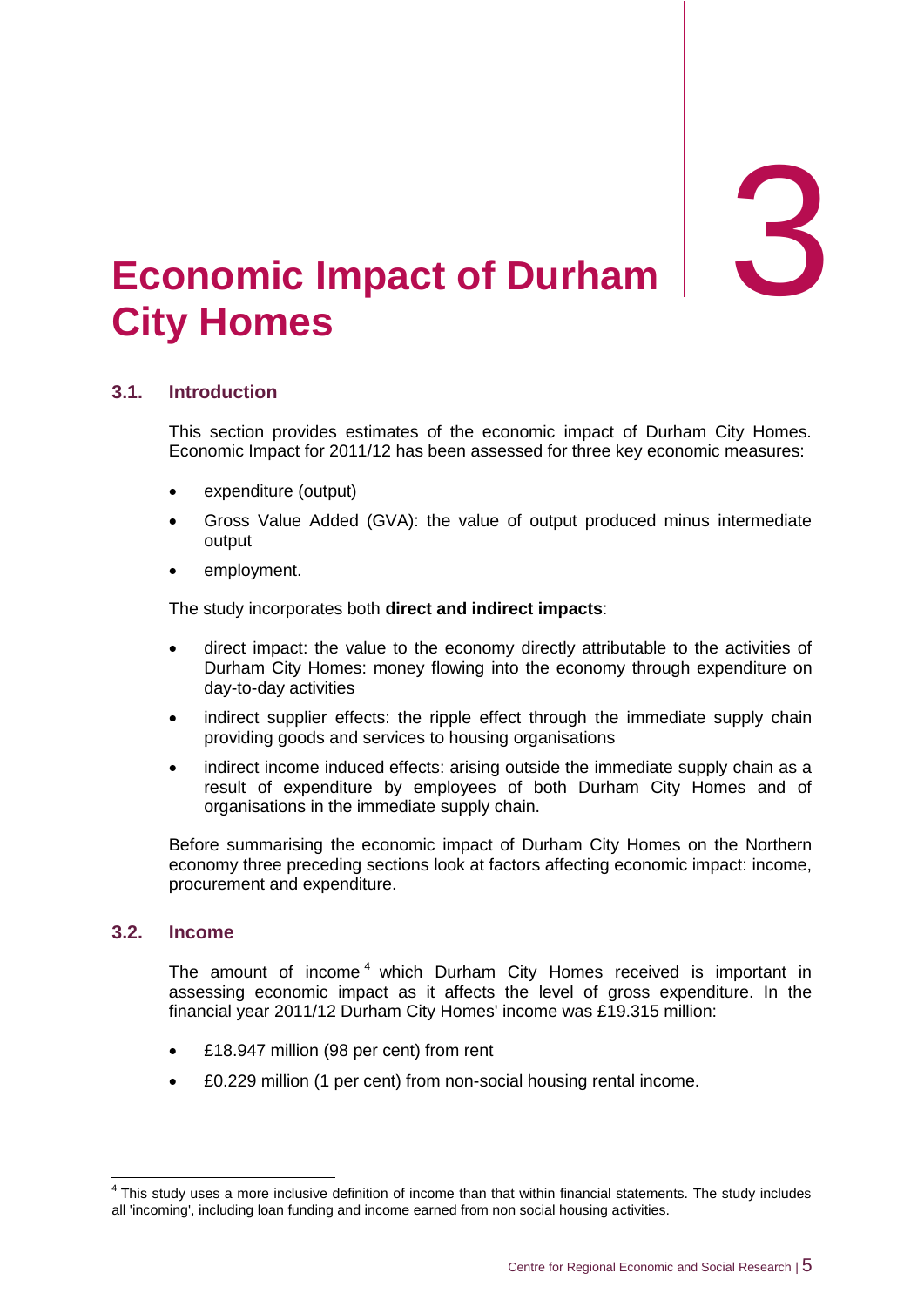# 3 Economic Impact of Durham City Homes

## 3.1. Introduction

This section provides estimates of the economic impact of Durham City Homes. Economic Impact for 2011/12 has been assessed for three key economic measures:

- expenditure (output)
- Gross Value Added (GVA): the value of output produced minus intermediate output
- employment.

The study incorporates both **direct and indirect impacts**:

- direct impact: the value to the economy directly attributable to the activities of Durham City Homes: money flowing into the economy through expenditure on day-to-day activities
- indirect supplier effects: the ripple effect through the immediate supply chain providing goods and services to housing organisations
- indirect income induced effects: arising outside the immediate supply chain as a result of expenditure by employees of both Durham City Homes and of organisations in the immediate supply chain.

Before summarising the economic impact of Durham City Homes on the Northern economy three preceding sections look at factors affecting economic impact: income, procurement and expenditure.

## 3.2. Income

The amount of income [4] which Durham City Homes received is important in assessing economic impact as it affects the level of gross expenditure. In the financial year 2011/12 Durham City Homes' income was £19.315 million:

- £18.947 million (98 per cent) from rent
- £0.229 million (1 per cent) from non-social housing rental income.

[4] This study uses a more inclusive definition of income than that within financial statements. The study includes all 'incoming', including loan funding and income earned from non social housing activities.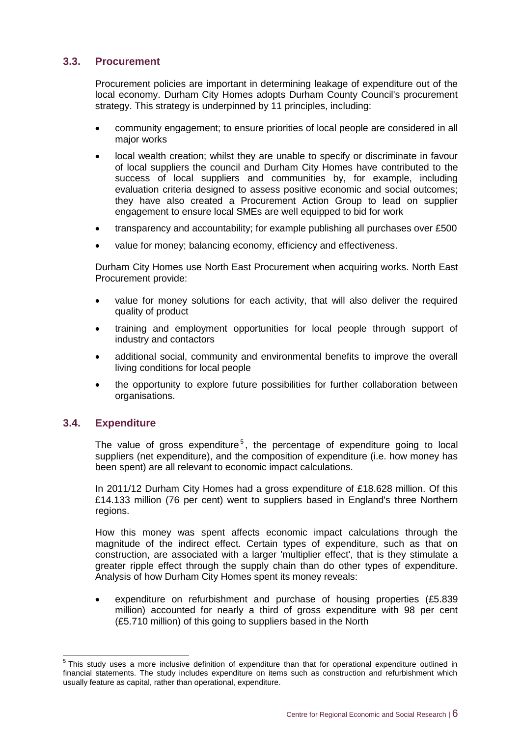## 3.3. Procurement

Procurement policies are important in determining leakage of expenditure out of the local economy. Durham City Homes adopts Durham County Council's procurement strategy. This strategy is underpinned by 11 principles, including:

- community engagement; to ensure priorities of local people are considered in all major works
- local wealth creation; whilst they are unable to specify or discriminate in favour of local suppliers the council and Durham City Homes have contributed to the success of local suppliers and communities by, for example, including evaluation criteria designed to assess positive economic and social outcomes; they have also created a Procurement Action Group to lead on supplier engagement to ensure local SMEs are well equipped to bid for work
- transparency and accountability; for example publishing all purchases over £500
- value for money; balancing economy, efficiency and effectiveness.

Durham City Homes use North East Procurement when acquiring works. North East Procurement provide:

- value for money solutions for each activity, that will also deliver the required quality of product
- training and employment opportunities for local people through support of industry and contactors
- additional social, community and environmental benefits to improve the overall living conditions for local people
- the opportunity to explore future possibilities for further collaboration between organisations.

## 3.4. Expenditure

The value of gross expenditure[5], the percentage of expenditure going to local suppliers (net expenditure), and the composition of expenditure (i.e. how money has been spent) are all relevant to economic impact calculations.

In 2011/12 Durham City Homes had a gross expenditure of £18.628 million. Of this £14.133 million (76 per cent) went to suppliers based in England's three Northern regions.

How this money was spent affects economic impact calculations through the magnitude of the indirect effect. Certain types of expenditure, such as that on construction, are associated with a larger 'multiplier effect', that is they stimulate a greater ripple effect through the supply chain than do other types of expenditure. Analysis of how Durham City Homes spent its money reveals:

- expenditure on refurbishment and purchase of housing properties (£5.839 million) accounted for nearly a third of gross expenditure with 98 per cent (£5.710 million) of this going to suppliers based in the North

[5] This study uses a more inclusive definition of expenditure than that for operational expenditure outlined in financial statements. The study includes expenditure on items such as construction and refurbishment which usually feature as capital, rather than operational, expenditure.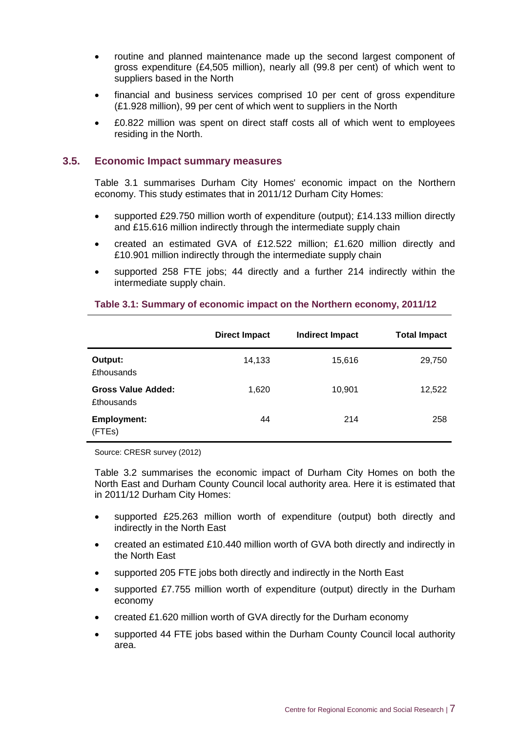- routine and planned maintenance made up the second largest component of gross expenditure (£4,505 million), nearly all (99.8 per cent) of which went to suppliers based in the North
- financial and business services comprised 10 per cent of gross expenditure (£1.928 million), 99 per cent of which went to suppliers in the North
- £0.822 million was spent on direct staff costs all of which went to employees residing in the North.

## 3.5. Economic Impact summary measures

Table 3.1 summarises Durham City Homes' economic impact on the Northern economy. This study estimates that in 2011/12 Durham City Homes:

- supported £29.750 million worth of expenditure (output); £14.133 million directly and £15.616 million indirectly through the intermediate supply chain
- created an estimated GVA of £12.522 million; £1.620 million directly and £10.901 million indirectly through the intermediate supply chain
- supported 258 FTE jobs; 44 directly and a further 214 indirectly within the intermediate supply chain.

**Table 3.1: Summary of economic impact on the Northern economy, 2011/12**

| | Direct Impact | Indirect Impact | Total Impact |
|---|---|---|---|
| **Output:** £thousands | 14,133 | 15,616 | 29,750 |
| **Gross Value Added:** £thousands | 1,620 | 10,901 | 12,522 |
| **Employment:** (FTEs) | 44 | 214 | 258 |

Source: CRESR survey (2012)

Table 3.2 summarises the economic impact of Durham City Homes on both the North East and Durham County Council local authority area. Here it is estimated that in 2011/12 Durham City Homes:

- supported £25.263 million worth of expenditure (output) both directly and indirectly in the North East
- created an estimated £10.440 million worth of GVA both directly and indirectly in the North East
- supported 205 FTE jobs both directly and indirectly in the North East
- supported £7.755 million worth of expenditure (output) directly in the Durham economy
- created £1.620 million worth of GVA directly for the Durham economy
- supported 44 FTE jobs based within the Durham County Council local authority area.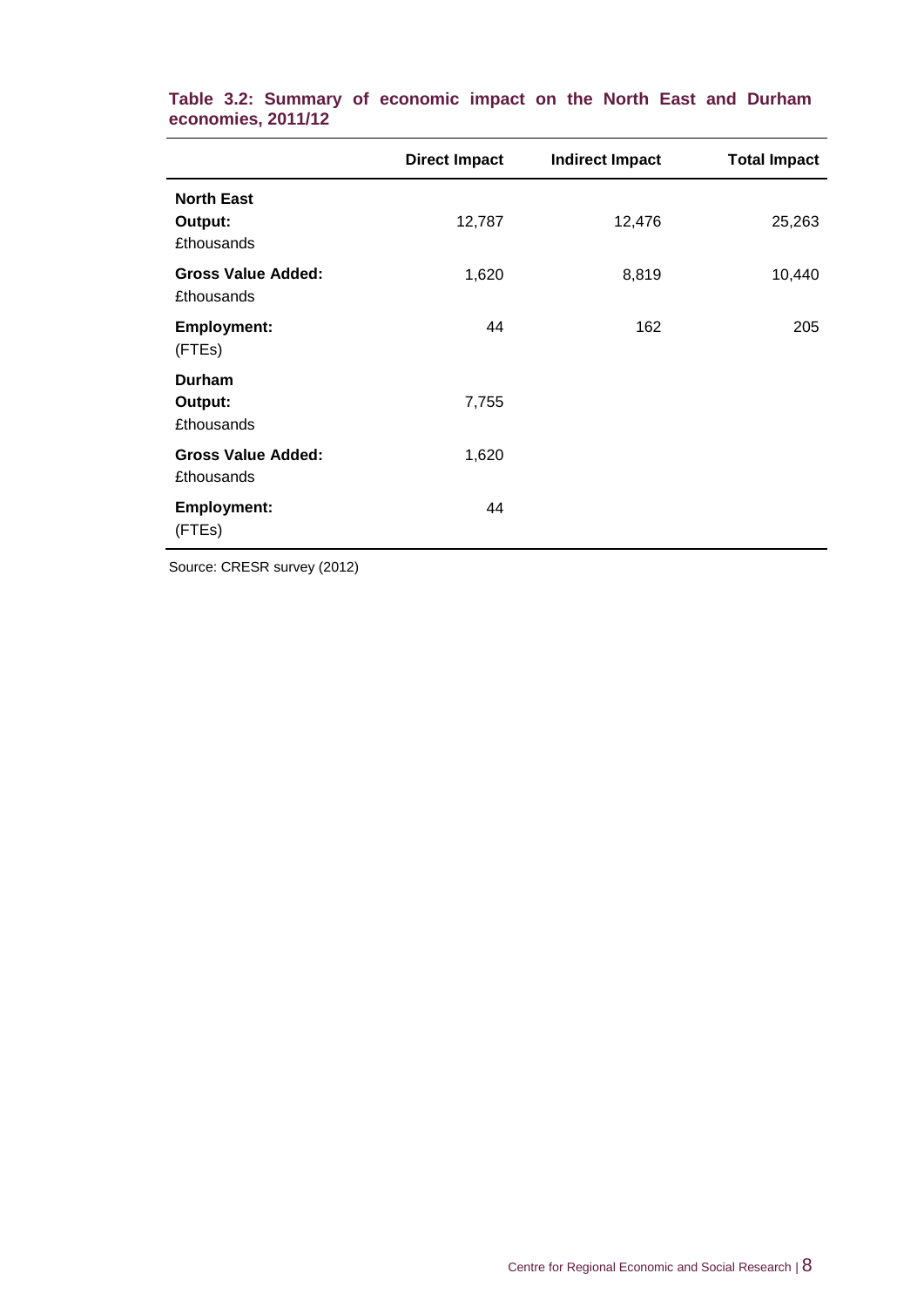**Table 3.2: Summary of economic impact on the North East and Durham economies, 2011/12**

| | Direct Impact | Indirect Impact | Total Impact |
|---|---|---|---|
| **North East** | | | |
| **Output:** £thousands | 12,787 | 12,476 | 25,263 |
| **Gross Value Added:** £thousands | 1,620 | 8,819 | 10,440 |
| **Employment:** (FTEs) | 44 | 162 | 205 |
| **Durham** | | | |
| **Output:** £thousands | 7,755 | | |
| **Gross Value Added:** £thousands | 1,620 | | |
| **Employment:** (FTEs) | 44 | | |

Source: CRESR survey (2012)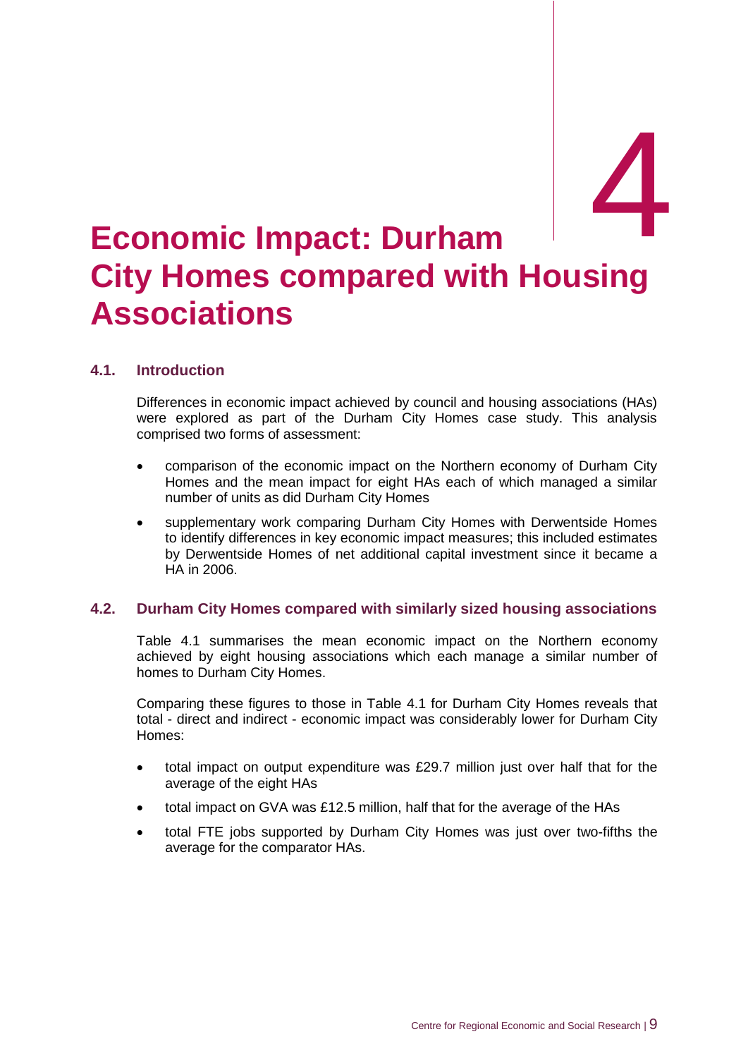# 4 Economic Impact: Durham City Homes compared with Housing Associations

## 4.1. Introduction

Differences in economic impact achieved by council and housing associations (HAs) were explored as part of the Durham City Homes case study. This analysis comprised two forms of assessment:

- comparison of the economic impact on the Northern economy of Durham City Homes and the mean impact for eight HAs each of which managed a similar number of units as did Durham City Homes
- supplementary work comparing Durham City Homes with Derwentside Homes to identify differences in key economic impact measures; this included estimates by Derwentside Homes of net additional capital investment since it became a HA in 2006.

## 4.2. Durham City Homes compared with similarly sized housing associations

Table 4.1 summarises the mean economic impact on the Northern economy achieved by eight housing associations which each manage a similar number of homes to Durham City Homes.

Comparing these figures to those in Table 4.1 for Durham City Homes reveals that total - direct and indirect - economic impact was considerably lower for Durham City Homes:

- total impact on output expenditure was £29.7 million just over half that for the average of the eight HAs
- total impact on GVA was £12.5 million, half that for the average of the HAs
- total FTE jobs supported by Durham City Homes was just over two-fifths the average for the comparator HAs.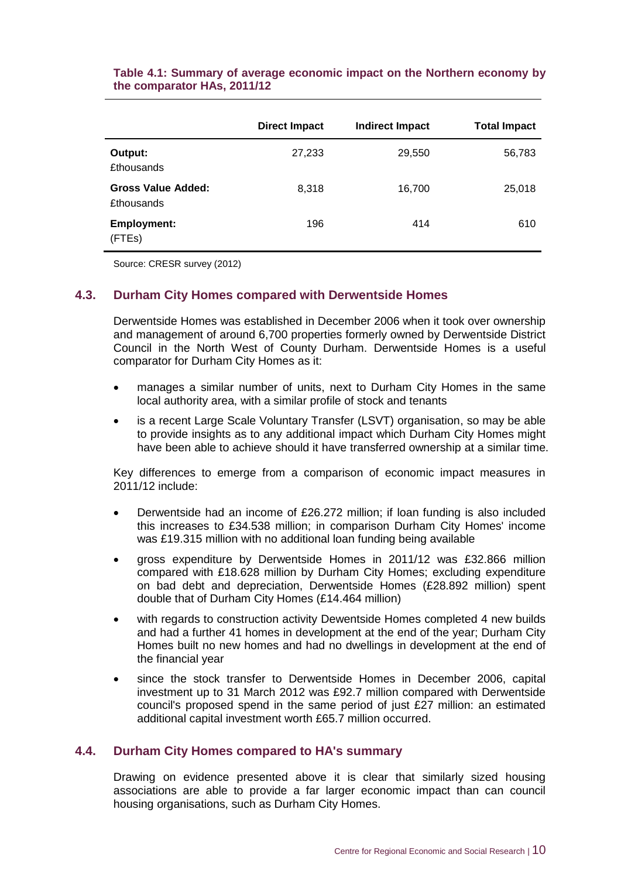**Table 4.1: Summary of average economic impact on the Northern economy by the comparator HAs, 2011/12**

| | Direct Impact | Indirect Impact | Total Impact |
|---|---|---|---|
| **Output:** £thousands | 27,233 | 29,550 | 56,783 |
| **Gross Value Added:** £thousands | 8,318 | 16,700 | 25,018 |
| **Employment:** (FTEs) | 196 | 414 | 610 |

Source: CRESR survey (2012)

## 4.3. Durham City Homes compared with Derwentside Homes

Derwentside Homes was established in December 2006 when it took over ownership and management of around 6,700 properties formerly owned by Derwentside District Council in the North West of County Durham. Derwentside Homes is a useful comparator for Durham City Homes as it:

- manages a similar number of units, next to Durham City Homes in the same local authority area, with a similar profile of stock and tenants
- is a recent Large Scale Voluntary Transfer (LSVT) organisation, so may be able to provide insights as to any additional impact which Durham City Homes might have been able to achieve should it have transferred ownership at a similar time.

Key differences to emerge from a comparison of economic impact measures in 2011/12 include:

- Derwentside had an income of £26.272 million; if loan funding is also included this increases to £34.538 million; in comparison Durham City Homes' income was £19.315 million with no additional loan funding being available
- gross expenditure by Derwentside Homes in 2011/12 was £32.866 million compared with £18.628 million by Durham City Homes; excluding expenditure on bad debt and depreciation, Derwentside Homes (£28.892 million) spent double that of Durham City Homes (£14.464 million)
- with regards to construction activity Dewentside Homes completed 4 new builds and had a further 41 homes in development at the end of the year; Durham City Homes built no new homes and had no dwellings in development at the end of the financial year
- since the stock transfer to Derwentside Homes in December 2006, capital investment up to 31 March 2012 was £92.7 million compared with Derwentside council's proposed spend in the same period of just £27 million: an estimated additional capital investment worth £65.7 million occurred.

## 4.4. Durham City Homes compared to HA's summary

Drawing on evidence presented above it is clear that similarly sized housing associations are able to provide a far larger economic impact than can council housing organisations, such as Durham City Homes.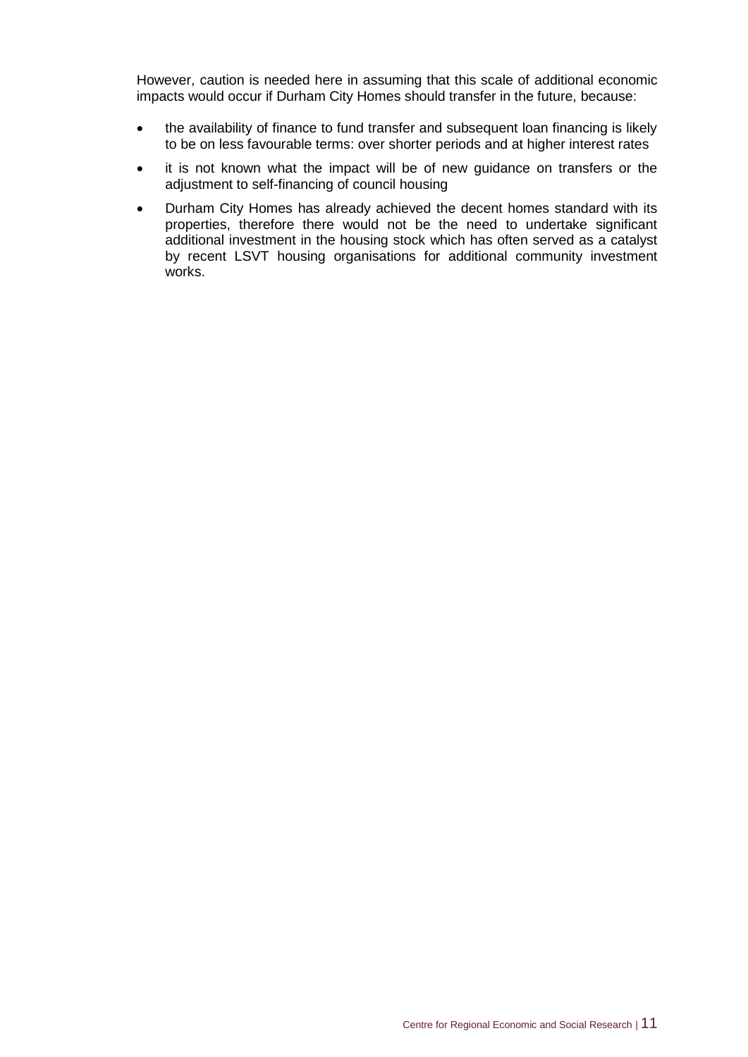However, caution is needed here in assuming that this scale of additional economic impacts would occur if Durham City Homes should transfer in the future, because:

- the availability of finance to fund transfer and subsequent loan financing is likely to be on less favourable terms: over shorter periods and at higher interest rates
- it is not known what the impact will be of new guidance on transfers or the adjustment to self-financing of council housing
- Durham City Homes has already achieved the decent homes standard with its properties, therefore there would not be the need to undertake significant additional investment in the housing stock which has often served as a catalyst by recent LSVT housing organisations for additional community investment works.